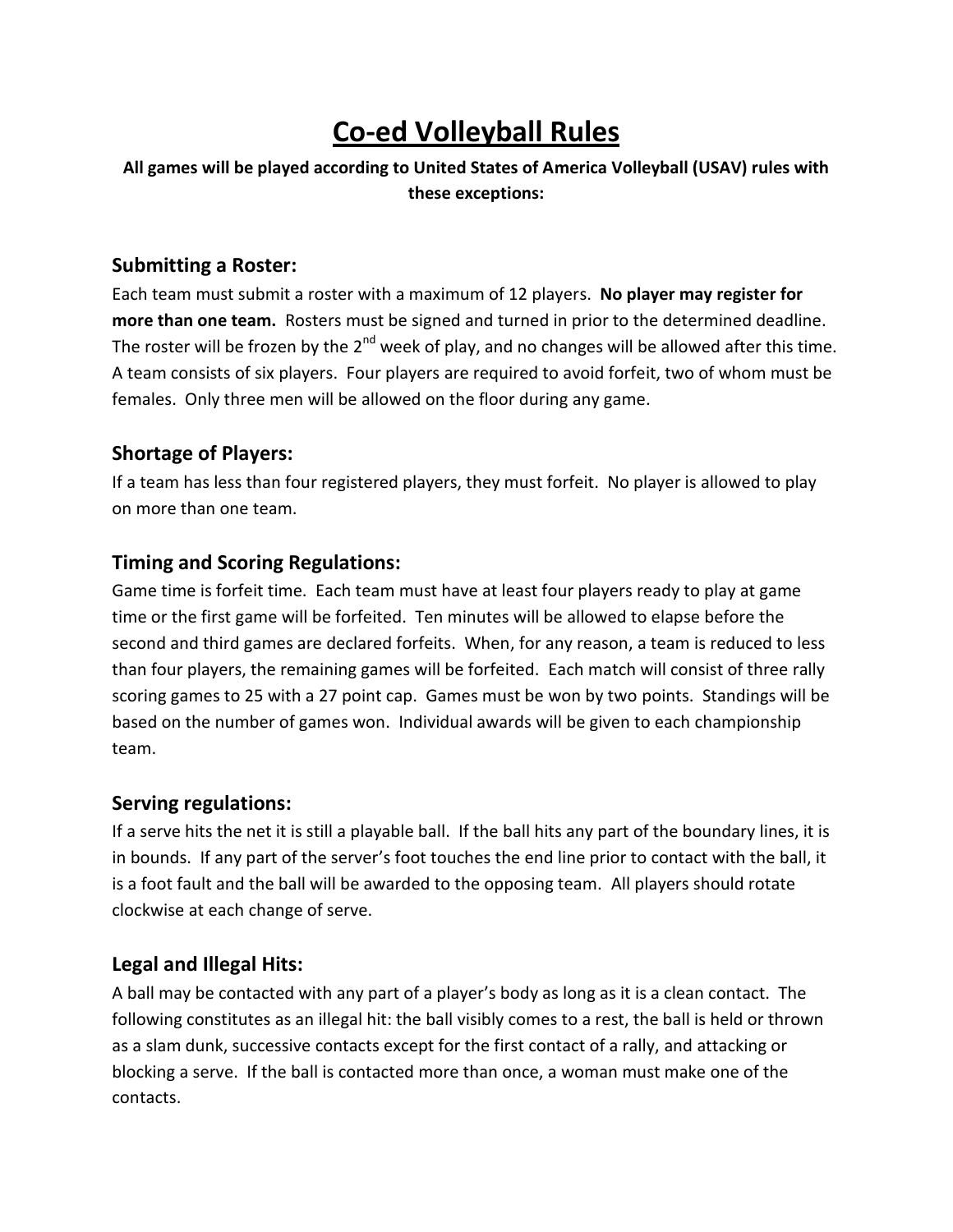# Co-ed Volleyball Rules

**All games will be played according to United States of America Volleyball (USAV) rules with these exceptions:**

## Submitting a Roster:

Each team must submit a roster with a maximum of 12 players. **No player may register for more than one team.** Rosters must be signed and turned in prior to the determined deadline. The roster will be frozen by the 2nd week of play, and no changes will be allowed after this time. A team consists of six players. Four players are required to avoid forfeit, two of whom must be females. Only three men will be allowed on the floor during any game.

## Shortage of Players:

If a team has less than four registered players, they must forfeit. No player is allowed to play on more than one team.

## Timing and Scoring Regulations:

Game time is forfeit time. Each team must have at least four players ready to play at game time or the first game will be forfeited. Ten minutes will be allowed to elapse before the second and third games are declared forfeits. When, for any reason, a team is reduced to less than four players, the remaining games will be forfeited. Each match will consist of three rally scoring games to 25 with a 27 point cap. Games must be won by two points. Standings will be based on the number of games won. Individual awards will be given to each championship team.

## Serving regulations:

If a serve hits the net it is still a playable ball. If the ball hits any part of the boundary lines, it is in bounds. If any part of the server's foot touches the end line prior to contact with the ball, it is a foot fault and the ball will be awarded to the opposing team. All players should rotate clockwise at each change of serve.

## Legal and Illegal Hits:

A ball may be contacted with any part of a player's body as long as it is a clean contact. The following constitutes as an illegal hit: the ball visibly comes to a rest, the ball is held or thrown as a slam dunk, successive contacts except for the first contact of a rally, and attacking or blocking a serve. If the ball is contacted more than once, a woman must make one of the contacts.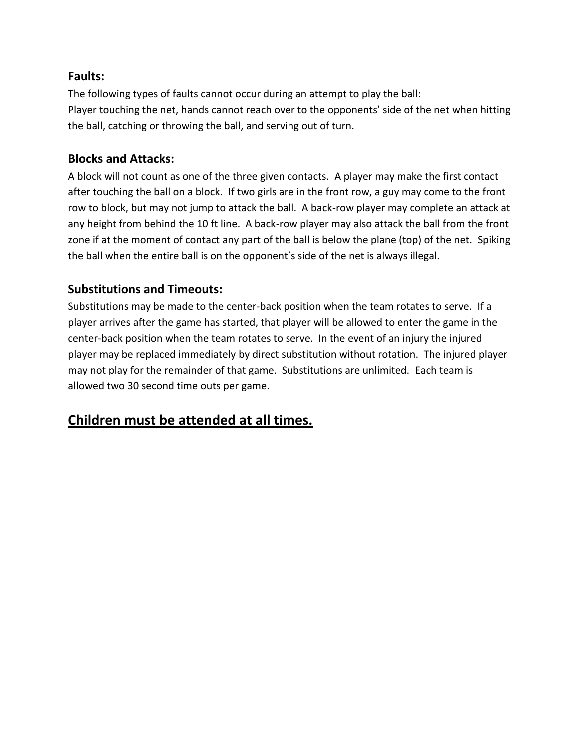## Faults:

The following types of faults cannot occur during an attempt to play the ball:
Player touching the net, hands cannot reach over to the opponents' side of the net when hitting the ball, catching or throwing the ball, and serving out of turn.

## Blocks and Attacks:

A block will not count as one of the three given contacts. A player may make the first contact after touching the ball on a block. If two girls are in the front row, a guy may come to the front row to block, but may not jump to attack the ball. A back-row player may complete an attack at any height from behind the 10 ft line. A back-row player may also attack the ball from the front zone if at the moment of contact any part of the ball is below the plane (top) of the net. Spiking the ball when the entire ball is on the opponent's side of the net is always illegal.

## Substitutions and Timeouts:

Substitutions may be made to the center-back position when the team rotates to serve. If a player arrives after the game has started, that player will be allowed to enter the game in the center-back position when the team rotates to serve. In the event of an injury the injured player may be replaced immediately by direct substitution without rotation. The injured player may not play for the remainder of that game. Substitutions are unlimited. Each team is allowed two 30 second time outs per game.

# <u>Children must be attended at all times.</u>